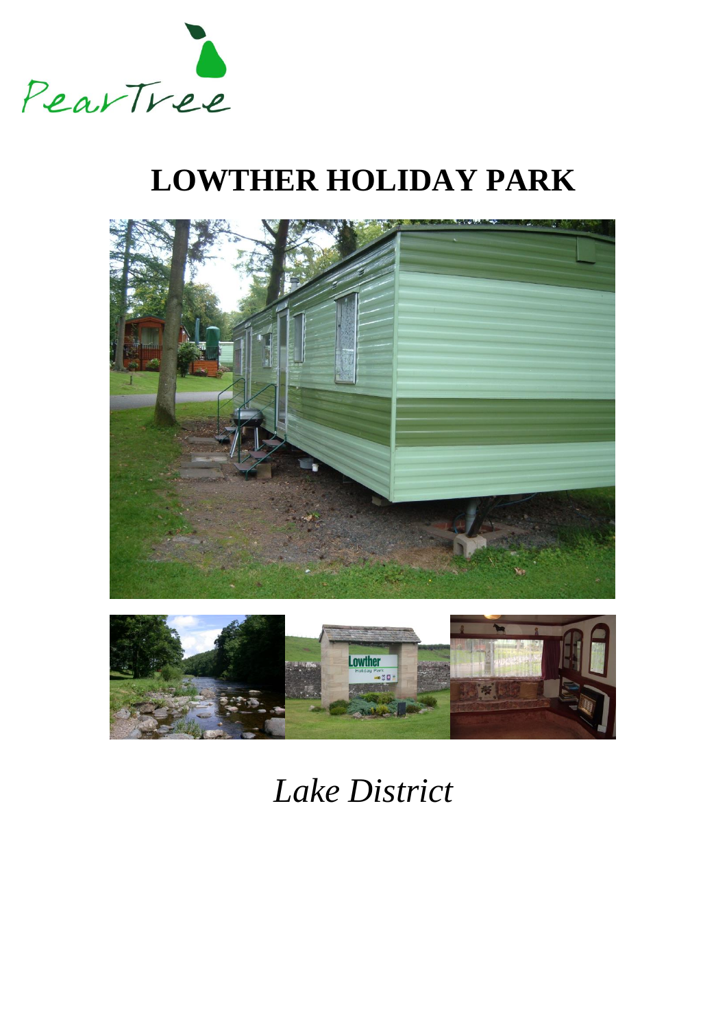PearTree

# LOWTHER HOLIDAY PARK

*Lake District*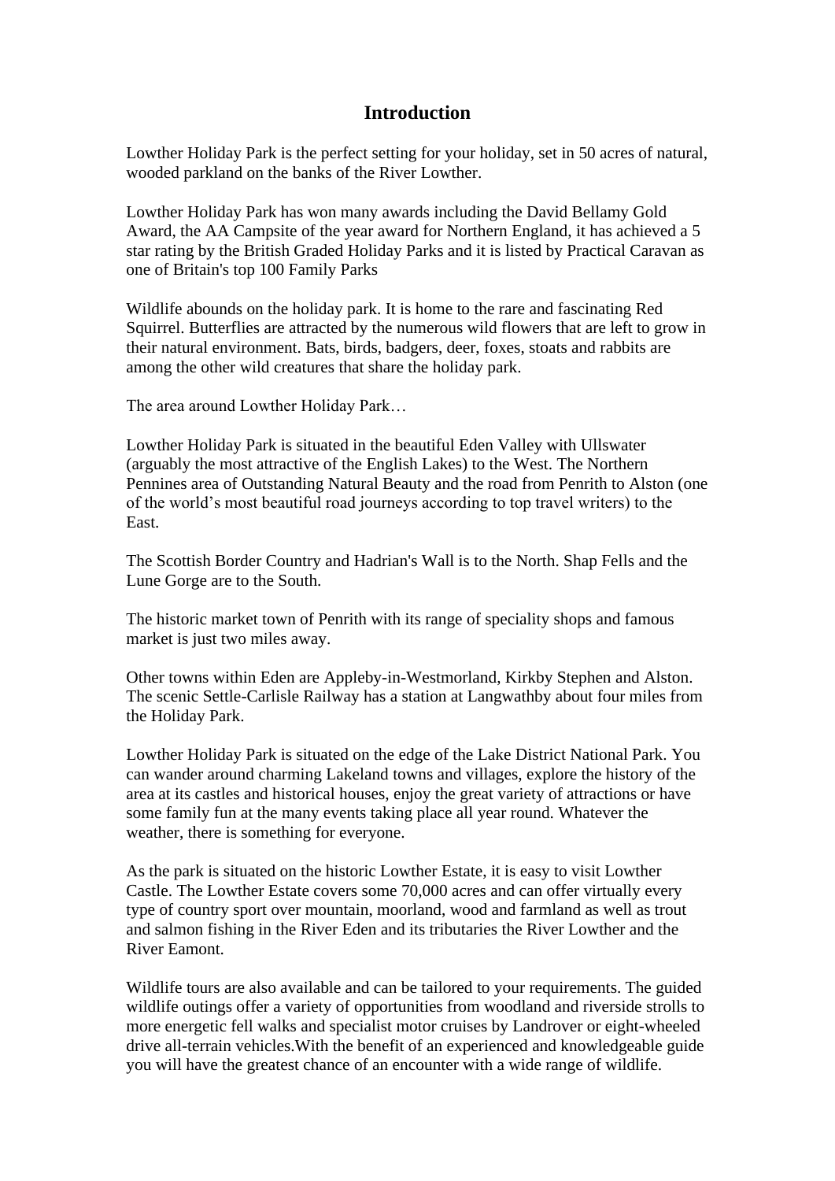# Introduction

Lowther Holiday Park is the perfect setting for your holiday, set in 50 acres of natural, wooded parkland on the banks of the River Lowther.

Lowther Holiday Park has won many awards including the David Bellamy Gold Award, the AA Campsite of the year award for Northern England, it has achieved a 5 star rating by the British Graded Holiday Parks and it is listed by Practical Caravan as one of Britain's top 100 Family Parks

Wildlife abounds on the holiday park. It is home to the rare and fascinating Red Squirrel. Butterflies are attracted by the numerous wild flowers that are left to grow in their natural environment. Bats, birds, badgers, deer, foxes, stoats and rabbits are among the other wild creatures that share the holiday park.

The area around Lowther Holiday Park…

Lowther Holiday Park is situated in the beautiful Eden Valley with Ullswater (arguably the most attractive of the English Lakes) to the West. The Northern Pennines area of Outstanding Natural Beauty and the road from Penrith to Alston (one of the world's most beautiful road journeys according to top travel writers) to the East.

The Scottish Border Country and Hadrian's Wall is to the North. Shap Fells and the Lune Gorge are to the South.

The historic market town of Penrith with its range of speciality shops and famous market is just two miles away.

Other towns within Eden are Appleby-in-Westmorland, Kirkby Stephen and Alston. The scenic Settle-Carlisle Railway has a station at Langwathby about four miles from the Holiday Park.

Lowther Holiday Park is situated on the edge of the Lake District National Park. You can wander around charming Lakeland towns and villages, explore the history of the area at its castles and historical houses, enjoy the great variety of attractions or have some family fun at the many events taking place all year round. Whatever the weather, there is something for everyone.

As the park is situated on the historic Lowther Estate, it is easy to visit Lowther Castle. The Lowther Estate covers some 70,000 acres and can offer virtually every type of country sport over mountain, moorland, wood and farmland as well as trout and salmon fishing in the River Eden and its tributaries the River Lowther and the River Eamont.

Wildlife tours are also available and can be tailored to your requirements. The guided wildlife outings offer a variety of opportunities from woodland and riverside strolls to more energetic fell walks and specialist motor cruises by Landrover or eight-wheeled drive all-terrain vehicles.With the benefit of an experienced and knowledgeable guide you will have the greatest chance of an encounter with a wide range of wildlife.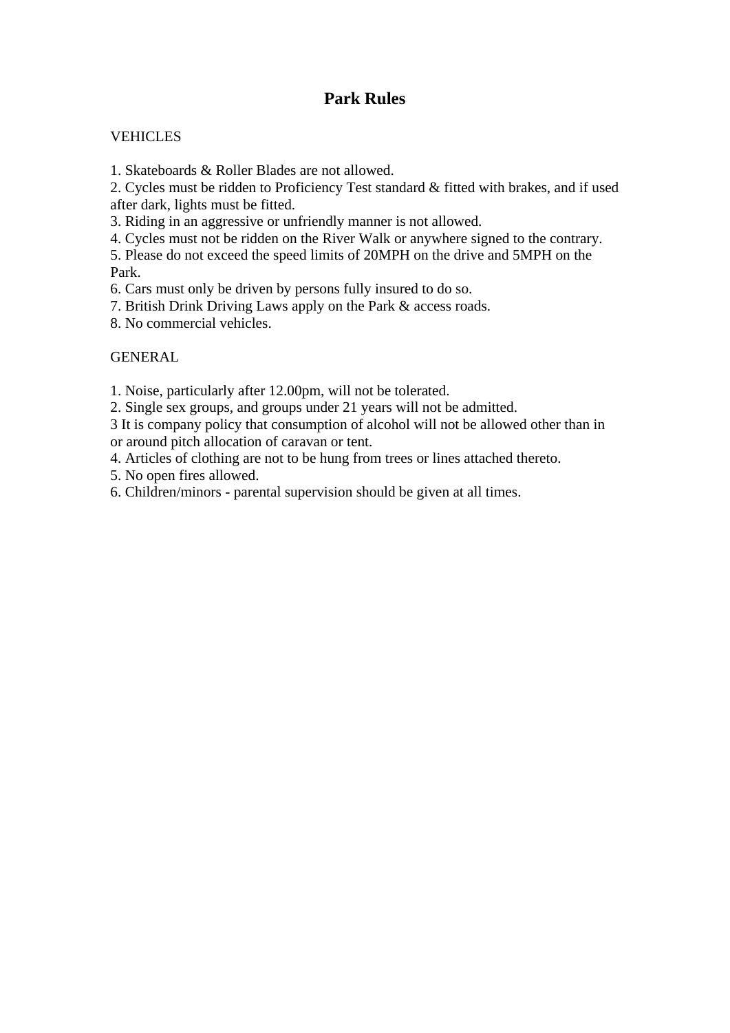# Park Rules

VEHICLES

1. Skateboards & Roller Blades are not allowed.
2. Cycles must be ridden to Proficiency Test standard & fitted with brakes, and if used after dark, lights must be fitted.
3. Riding in an aggressive or unfriendly manner is not allowed.
4. Cycles must not be ridden on the River Walk or anywhere signed to the contrary.
5. Please do not exceed the speed limits of 20MPH on the drive and 5MPH on the Park.
6. Cars must only be driven by persons fully insured to do so.
7. British Drink Driving Laws apply on the Park & access roads.
8. No commercial vehicles.

GENERAL

1. Noise, particularly after 12.00pm, will not be tolerated.
2. Single sex groups, and groups under 21 years will not be admitted.
3 It is company policy that consumption of alcohol will not be allowed other than in or around pitch allocation of caravan or tent.
4. Articles of clothing are not to be hung from trees or lines attached thereto.
5. No open fires allowed.
6. Children/minors - parental supervision should be given at all times.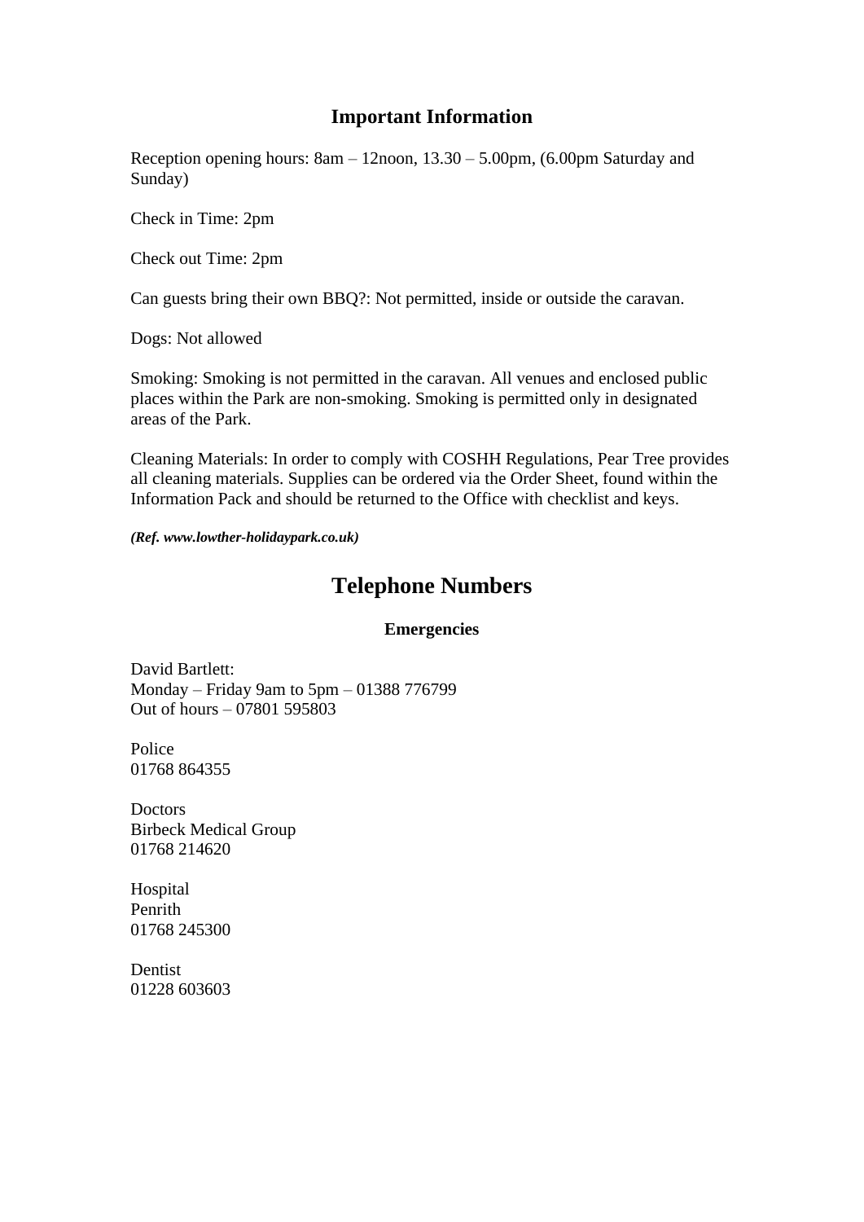## Important Information

Reception opening hours: 8am – 12noon, 13.30 – 5.00pm, (6.00pm Saturday and Sunday)

Check in Time: 2pm

Check out Time: 2pm

Can guests bring their own BBQ?: Not permitted, inside or outside the caravan.

Dogs: Not allowed

Smoking: Smoking is not permitted in the caravan. All venues and enclosed public places within the Park are non-smoking. Smoking is permitted only in designated areas of the Park.

Cleaning Materials: In order to comply with COSHH Regulations, Pear Tree provides all cleaning materials. Supplies can be ordered via the Order Sheet, found within the Information Pack and should be returned to the Office with checklist and keys.

***(Ref. www.lowther-holidaypark.co.uk)***

# Telephone Numbers

### Emergencies

David Bartlett:
Monday – Friday 9am to 5pm – 01388 776799
Out of hours – 07801 595803

Police
01768 864355

Doctors
Birbeck Medical Group
01768 214620

Hospital
Penrith
01768 245300

Dentist
01228 603603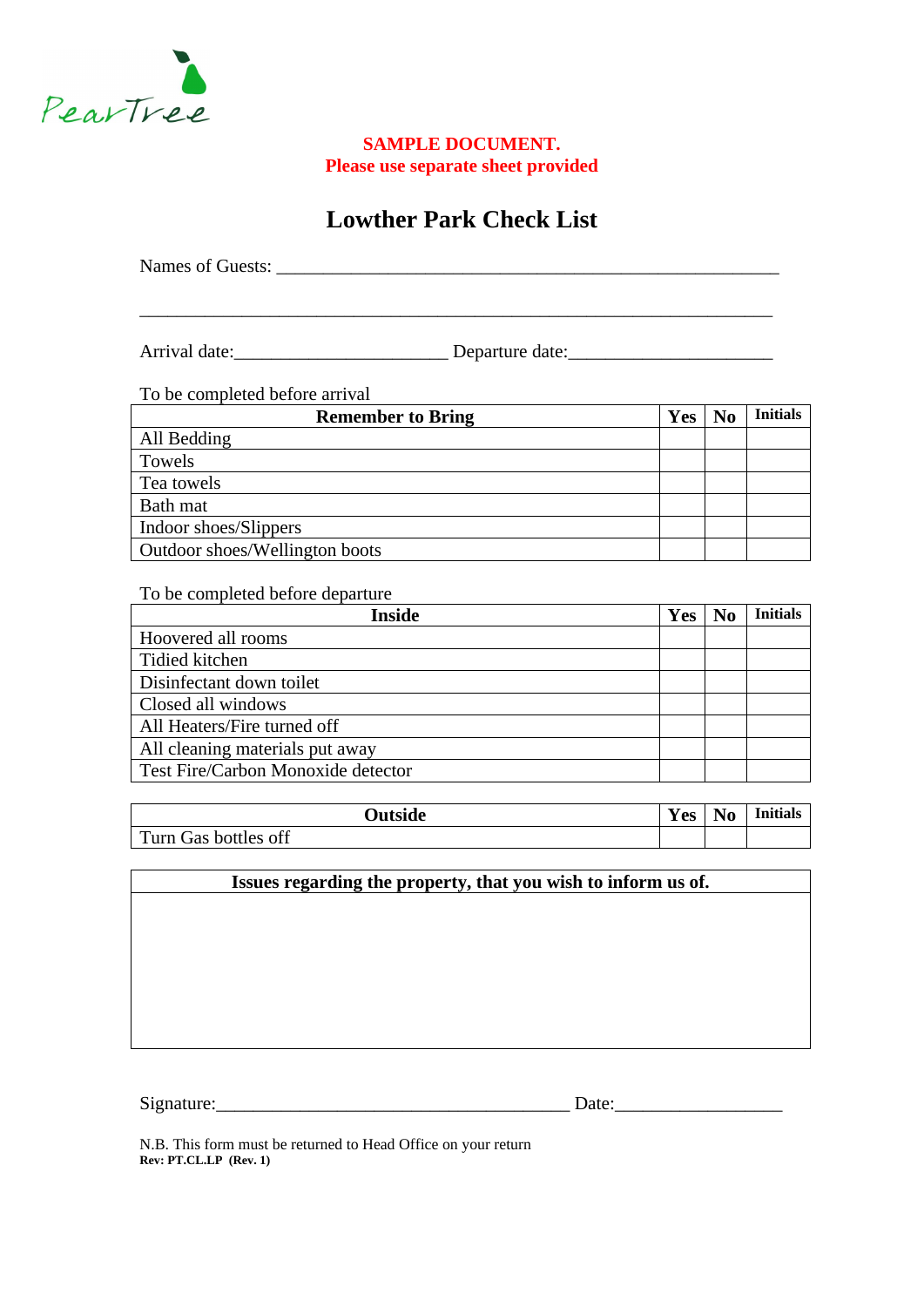PearTree

**SAMPLE DOCUMENT.**
**Please use separate sheet provided**

# Lowther Park Check List

Names of Guests: ______________________________________________________

______________________________________________________________________

Arrival date:_______________________ Departure date:_____________________

To be completed before arrival

| Remember to Bring | Yes | No | Initials |
|---|---|---|---|
| All Bedding | | | |
| Towels | | | |
| Tea towels | | | |
| Bath mat | | | |
| Indoor shoes/Slippers | | | |
| Outdoor shoes/Wellington boots | | | |

To be completed before departure

| Inside | Yes | No | Initials |
|---|---|---|---|
| Hoovered all rooms | | | |
| Tidied kitchen | | | |
| Disinfectant down toilet | | | |
| Closed all windows | | | |
| All Heaters/Fire turned off | | | |
| All cleaning materials put away | | | |
| Test Fire/Carbon Monoxide detector | | | |

| Outside | Yes | No | Initials |
|---|---|---|---|
| Turn Gas bottles off | | | |

| Issues regarding the property, that you wish to inform us of. |
|---|
| |

Signature:______________________________________ Date:__________________

N.B. This form must be returned to Head Office on your return
**Rev: PT.CL.LP (Rev. 1)**